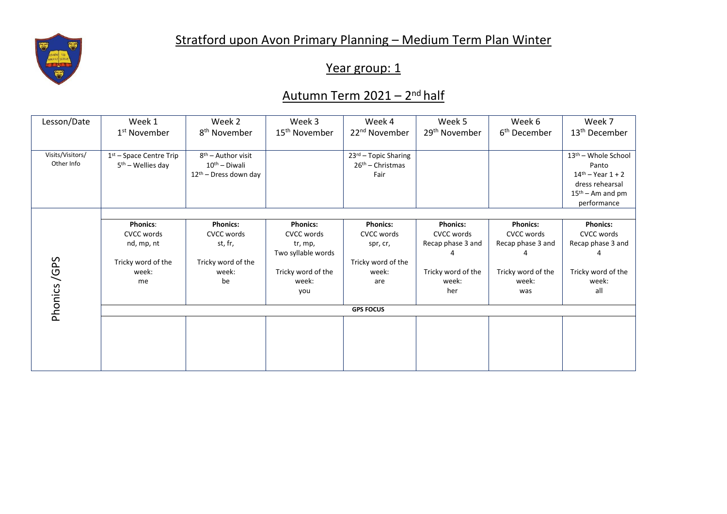# Stratford upon Avon Primary Planning – Medium Term Plan Winter

## Year group: 1

## Autumn Term 2021 – 2nd half

| Lesson/Date | Week 1<br>1st November | Week 2<br>8th November | Week 3<br>15th November | Week 4<br>22nd November | Week 5<br>29th November | Week 6<br>6th December | Week 7<br>13th December |
|---|---|---|---|---|---|---|---|
| Visits/Visitors/ Other Info | 1st – Space Centre Trip<br>5th – Wellies day | 8th – Author visit<br>10th – Diwali<br>12th – Dress down day | | 23rd – Topic Sharing<br>26th – Christmas Fair | | | 13th – Whole School Panto<br>14th – Year 1 + 2 dress rehearsal<br>15th – Am and pm performance |
| Phonics /GPS | **Phonics**:<br>CVCC words<br>nd, mp, nt<br><br>Tricky word of the week:<br>me | **Phonics:**<br>CVCC words<br>st, fr,<br><br>Tricky word of the week:<br>be | **Phonics:**<br>CVCC words<br>tr, mp,<br>Two syllable words<br><br>Tricky word of the week:<br>you | **Phonics:**<br>CVCC words<br>spr, cr,<br><br>Tricky word of the week:<br>are | **Phonics:**<br>CVCC words<br>Recap phase 3 and 4<br><br>Tricky word of the week:<br>her | **Phonics:**<br>CVCC words<br>Recap phase 3 and 4<br><br>Tricky word of the week:<br>was | **Phonics:**<br>CVCC words<br>Recap phase 3 and 4<br><br>Tricky word of the week:<br>all |
| | **GPS FOCUS** | | | | | | |
| | | | | | | | |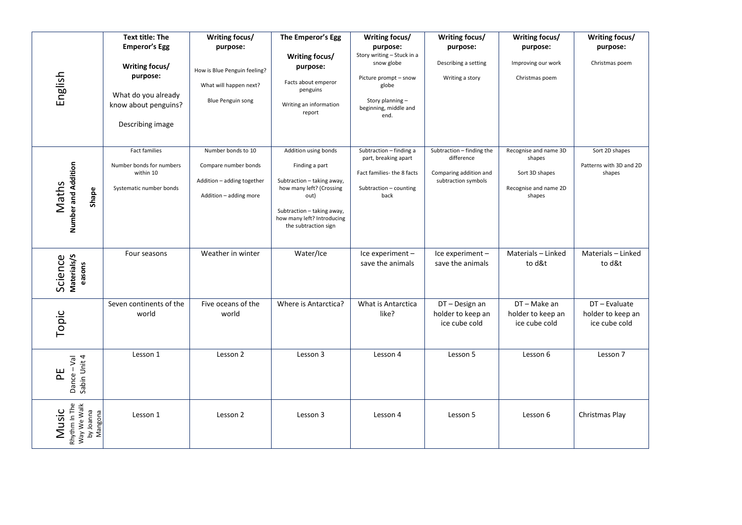| | | | | | | | |
|---|---|---|---|---|---|---|---|
| English | **Text title: The Emperor's Egg**<br><br>**Writing focus/ purpose:**<br><br>What do you already know about penguins?<br><br>Describing image | **Writing focus/ purpose:**<br><br>How is Blue Penguin feeling?<br><br>What will happen next?<br><br>Blue Penguin song | **The Emperor's Egg**<br><br>**Writing focus/ purpose:**<br><br>Facts about emperor penguins<br><br>Writing an information report | **Writing focus/ purpose:**<br>Story writing – Stuck in a snow globe<br><br>Picture prompt – snow globe<br><br>Story planning – beginning, middle and end. | **Writing focus/ purpose:**<br><br>Describing a setting<br><br>Writing a story | **Writing focus/ purpose:**<br><br>Improving our work<br><br>Christmas poem | **Writing focus/ purpose:**<br><br>Christmas poem |
| Maths<br>**Number and Addition**<br>**Shape** | Fact families<br><br>Number bonds for numbers within 10<br><br>Systematic number bonds | Number bonds to 10<br><br>Compare number bonds<br><br>Addition – adding together<br><br>Addition – adding more | Addition using bonds<br><br>Finding a part<br><br>Subtraction – taking away, how many left? (Crossing out)<br><br>Subtraction – taking away, how many left? Introducing the subtraction sign | Subtraction – finding a part, breaking apart<br><br>Fact families- the 8 facts<br><br>Subtraction – counting back | Subtraction – finding the difference<br><br>Comparing addition and subtraction symbols | Recognise and name 3D shapes<br><br>Sort 3D shapes<br><br>Recognise and name 2D shapes | Sort 2D shapes<br><br>Patterns with 3D and 2D shapes |
| Science<br>**Materials/Seasons** | Four seasons | Weather in winter | Water/Ice | Ice experiment – save the animals | Ice experiment – save the animals | Materials – Linked to d&t | Materials – Linked to d&t |
| Topic | Seven continents of the world | Five oceans of the world | Where is Antarctica? | What is Antarctica like? | DT – Design an holder to keep an ice cube cold | DT – Make an holder to keep an ice cube cold | DT – Evaluate holder to keep an ice cube cold |
| PE<br>Dance – Val Sabin Unit 4 | Lesson 1 | Lesson 2 | Lesson 3 | Lesson 4 | Lesson 5 | Lesson 6 | Lesson 7 |
| Music<br>Rhythm In The Way We Walk by Joanna Mangona | Lesson 1 | Lesson 2 | Lesson 3 | Lesson 4 | Lesson 5 | Lesson 6 | Christmas Play |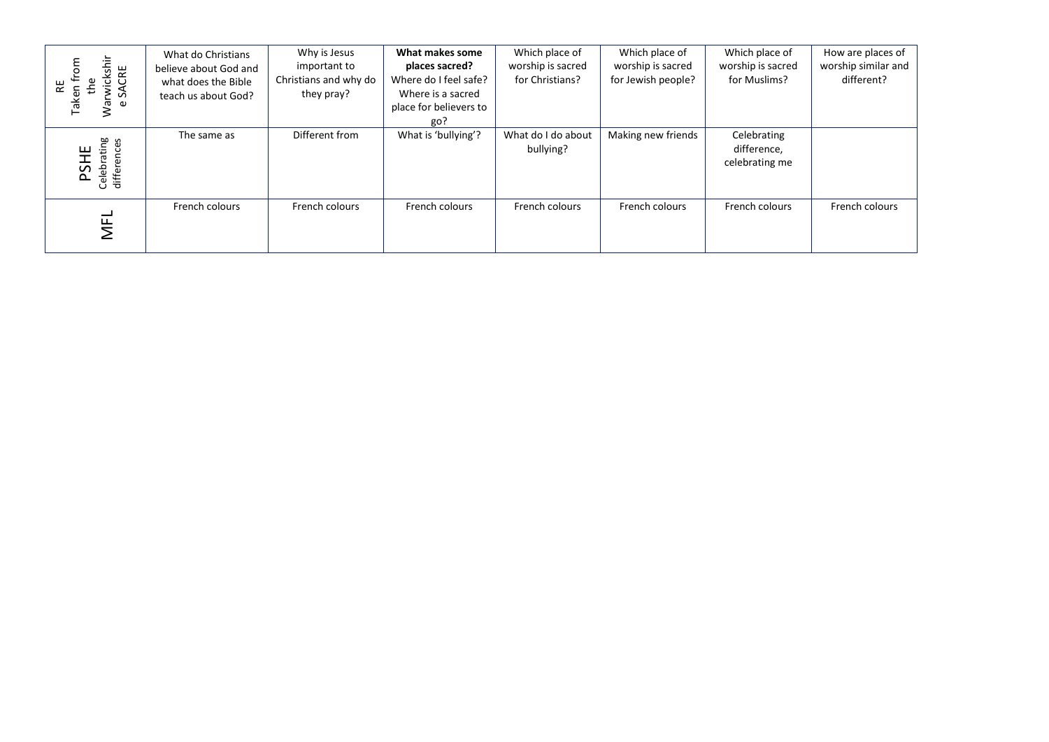| | | | | | | | |
|---|---|---|---|---|---|---|---|
| RE Taken from the Warwickshire SACRE | What do Christians believe about God and what does the Bible teach us about God? | Why is Jesus important to Christians and why do they pray? | **What makes some places sacred?** Where do I feel safe? Where is a sacred place for believers to go? | Which place of worship is sacred for Christians? | Which place of worship is sacred for Jewish people? | Which place of worship is sacred for Muslims? | How are places of worship similar and different? |
| PSHE Celebrating differences | The same as | Different from | What is 'bullying'? | What do I do about bullying? | Making new friends | Celebrating difference, celebrating me | |
| MFL | French colours | French colours | French colours | French colours | French colours | French colours | French colours |